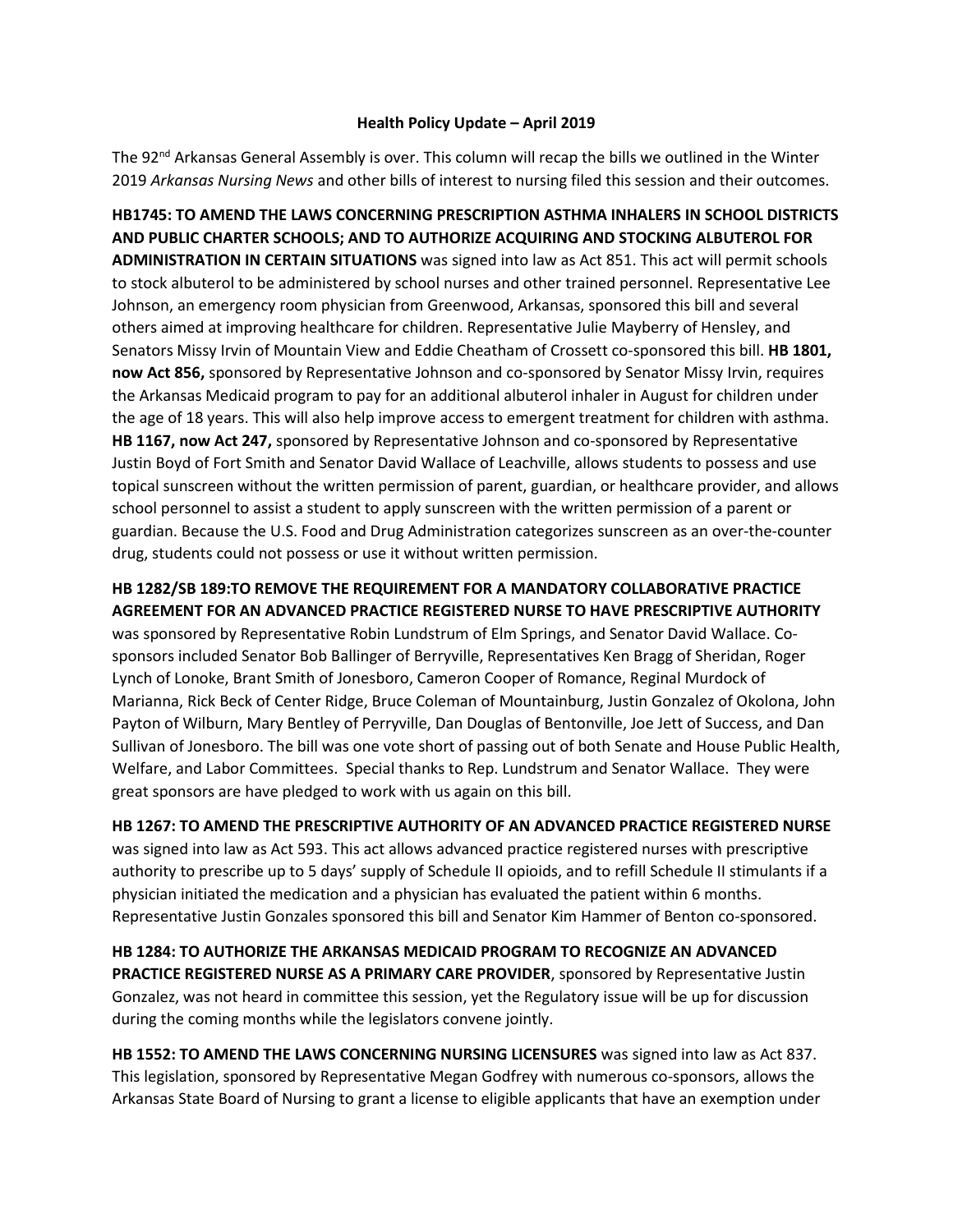**Health Policy Update – April 2019**

The 92nd Arkansas General Assembly is over. This column will recap the bills we outlined in the Winter 2019 *Arkansas Nursing News* and other bills of interest to nursing filed this session and their outcomes.

**HB1745: TO AMEND THE LAWS CONCERNING PRESCRIPTION ASTHMA INHALERS IN SCHOOL DISTRICTS AND PUBLIC CHARTER SCHOOLS; AND TO AUTHORIZE ACQUIRING AND STOCKING ALBUTEROL FOR ADMINISTRATION IN CERTAIN SITUATIONS** was signed into law as Act 851. This act will permit schools to stock albuterol to be administered by school nurses and other trained personnel. Representative Lee Johnson, an emergency room physician from Greenwood, Arkansas, sponsored this bill and several others aimed at improving healthcare for children. Representative Julie Mayberry of Hensley, and Senators Missy Irvin of Mountain View and Eddie Cheatham of Crossett co-sponsored this bill. **HB 1801, now Act 856,** sponsored by Representative Johnson and co-sponsored by Senator Missy Irvin, requires the Arkansas Medicaid program to pay for an additional albuterol inhaler in August for children under the age of 18 years. This will also help improve access to emergent treatment for children with asthma. **HB 1167, now Act 247,** sponsored by Representative Johnson and co-sponsored by Representative Justin Boyd of Fort Smith and Senator David Wallace of Leachville, allows students to possess and use topical sunscreen without the written permission of parent, guardian, or healthcare provider, and allows school personnel to assist a student to apply sunscreen with the written permission of a parent or guardian. Because the U.S. Food and Drug Administration categorizes sunscreen as an over-the-counter drug, students could not possess or use it without written permission.

**HB 1282/SB 189:TO REMOVE THE REQUIREMENT FOR A MANDATORY COLLABORATIVE PRACTICE AGREEMENT FOR AN ADVANCED PRACTICE REGISTERED NURSE TO HAVE PRESCRIPTIVE AUTHORITY** was sponsored by Representative Robin Lundstrum of Elm Springs, and Senator David Wallace. Co-sponsors included Senator Bob Ballinger of Berryville, Representatives Ken Bragg of Sheridan, Roger Lynch of Lonoke, Brant Smith of Jonesboro, Cameron Cooper of Romance, Reginal Murdock of Marianna, Rick Beck of Center Ridge, Bruce Coleman of Mountainburg, Justin Gonzalez of Okolona, John Payton of Wilburn, Mary Bentley of Perryville, Dan Douglas of Bentonville, Joe Jett of Success, and Dan Sullivan of Jonesboro. The bill was one vote short of passing out of both Senate and House Public Health, Welfare, and Labor Committees. Special thanks to Rep. Lundstrum and Senator Wallace. They were great sponsors are have pledged to work with us again on this bill.

**HB 1267: TO AMEND THE PRESCRIPTIVE AUTHORITY OF AN ADVANCED PRACTICE REGISTERED NURSE** was signed into law as Act 593. This act allows advanced practice registered nurses with prescriptive authority to prescribe up to 5 days' supply of Schedule II opioids, and to refill Schedule II stimulants if a physician initiated the medication and a physician has evaluated the patient within 6 months. Representative Justin Gonzales sponsored this bill and Senator Kim Hammer of Benton co-sponsored.

**HB 1284: TO AUTHORIZE THE ARKANSAS MEDICAID PROGRAM TO RECOGNIZE AN ADVANCED PRACTICE REGISTERED NURSE AS A PRIMARY CARE PROVIDER**, sponsored by Representative Justin Gonzalez, was not heard in committee this session, yet the Regulatory issue will be up for discussion during the coming months while the legislators convene jointly.

**HB 1552: TO AMEND THE LAWS CONCERNING NURSING LICENSURES** was signed into law as Act 837. This legislation, sponsored by Representative Megan Godfrey with numerous co-sponsors, allows the Arkansas State Board of Nursing to grant a license to eligible applicants that have an exemption under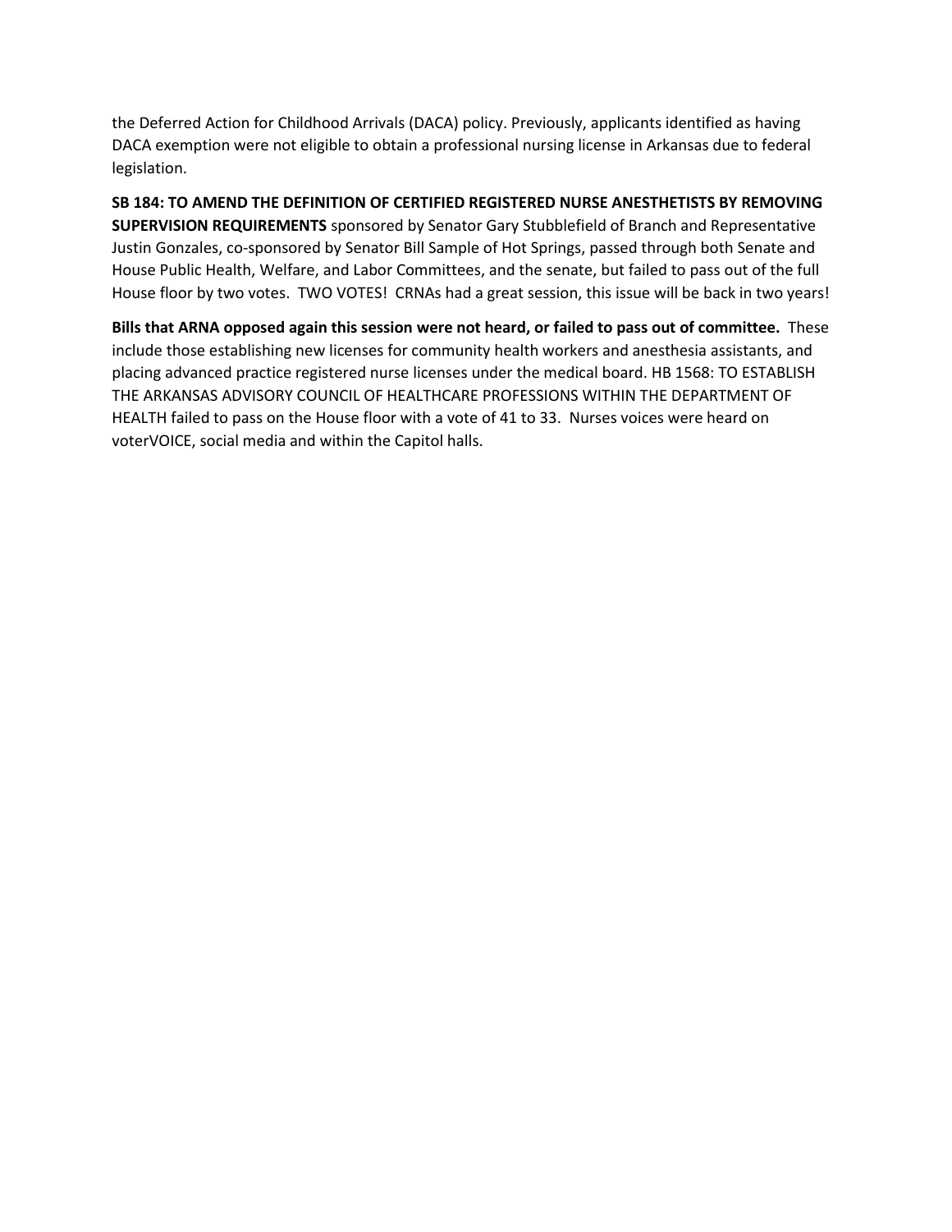the Deferred Action for Childhood Arrivals (DACA) policy. Previously, applicants identified as having DACA exemption were not eligible to obtain a professional nursing license in Arkansas due to federal legislation.

**SB 184: TO AMEND THE DEFINITION OF CERTIFIED REGISTERED NURSE ANESTHETISTS BY REMOVING SUPERVISION REQUIREMENTS** sponsored by Senator Gary Stubblefield of Branch and Representative Justin Gonzales, co-sponsored by Senator Bill Sample of Hot Springs, passed through both Senate and House Public Health, Welfare, and Labor Committees, and the senate, but failed to pass out of the full House floor by two votes. TWO VOTES! CRNAs had a great session, this issue will be back in two years!

**Bills that ARNA opposed again this session were not heard, or failed to pass out of committee.** These include those establishing new licenses for community health workers and anesthesia assistants, and placing advanced practice registered nurse licenses under the medical board. HB 1568: TO ESTABLISH THE ARKANSAS ADVISORY COUNCIL OF HEALTHCARE PROFESSIONS WITHIN THE DEPARTMENT OF HEALTH failed to pass on the House floor with a vote of 41 to 33. Nurses voices were heard on voterVOICE, social media and within the Capitol halls.